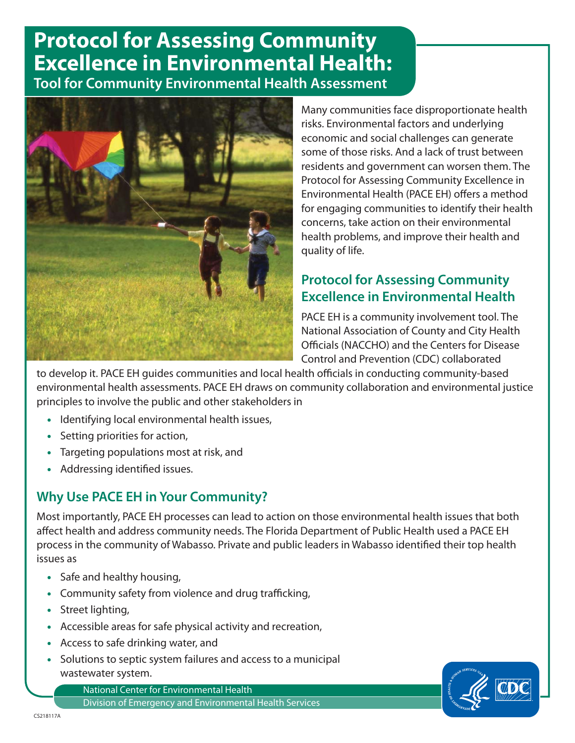# Protocol for Assessing Community Excellence in Environmental Health:

## Tool for Community Environmental Health Assessment

Many communities face disproportionate health risks. Environmental factors and underlying economic and social challenges can generate some of those risks. And a lack of trust between residents and government can worsen them. The Protocol for Assessing Community Excellence in Environmental Health (PACE EH) offers a method for engaging communities to identify their health concerns, take action on their environmental health problems, and improve their health and quality of life.

## Protocol for Assessing Community Excellence in Environmental Health

PACE EH is a community involvement tool. The National Association of County and City Health Officials (NACCHO) and the Centers for Disease Control and Prevention (CDC) collaborated to develop it. PACE EH guides communities and local health officials in conducting community-based environmental health assessments. PACE EH draws on community collaboration and environmental justice principles to involve the public and other stakeholders in

- Identifying local environmental health issues,
- Setting priorities for action,
- Targeting populations most at risk, and
- Addressing identified issues.

## Why Use PACE EH in Your Community?

Most importantly, PACE EH processes can lead to action on those environmental health issues that both affect health and address community needs. The Florida Department of Public Health used a PACE EH process in the community of Wabasso. Private and public leaders in Wabasso identified their top health issues as

- Safe and healthy housing,
- Community safety from violence and drug trafficking,
- Street lighting,
- Accessible areas for safe physical activity and recreation,
- Access to safe drinking water, and
- Solutions to septic system failures and access to a municipal wastewater system.

National Center for Environmental Health
Division of Emergency and Environmental Health Services

CS218117A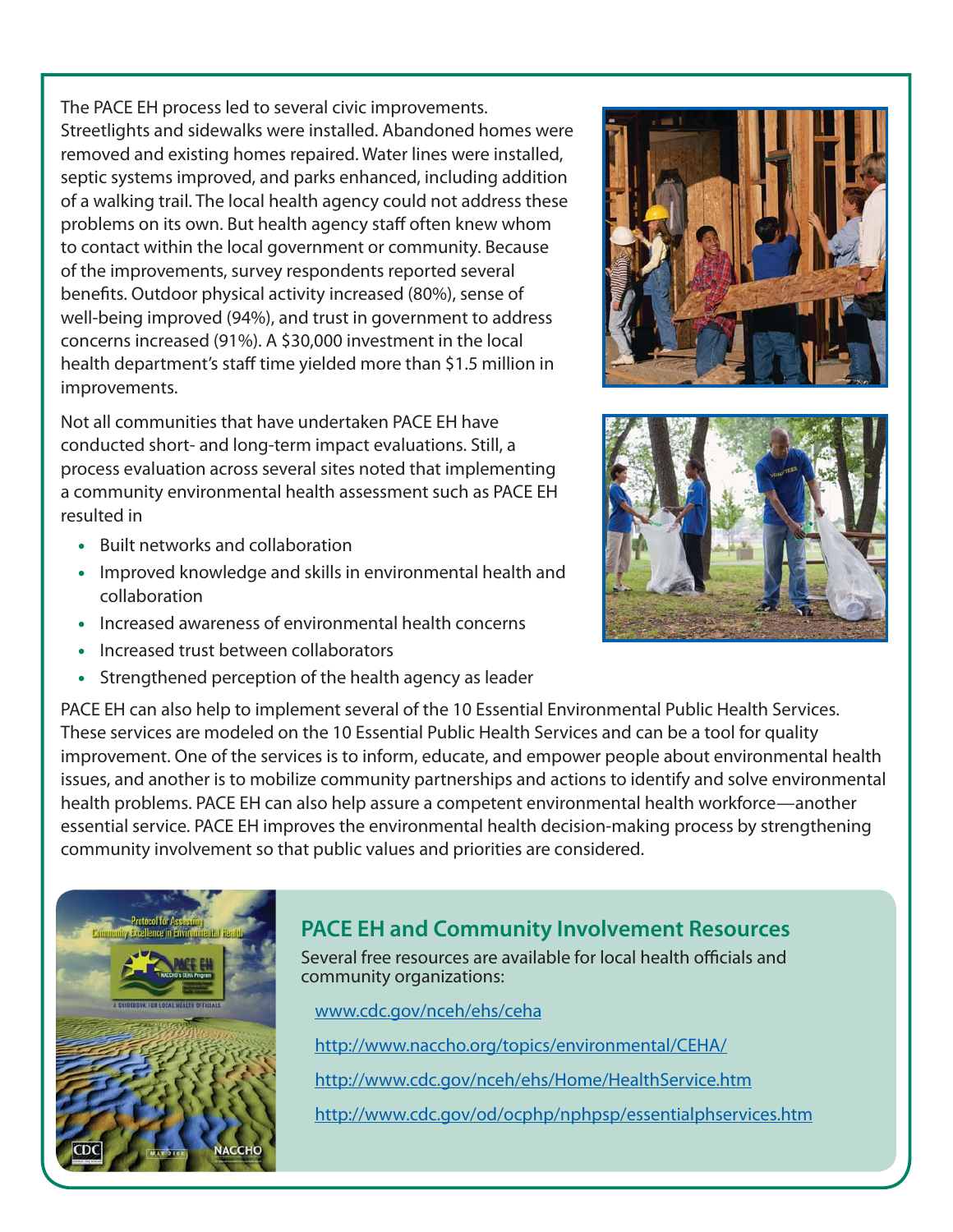The PACE EH process led to several civic improvements. Streetlights and sidewalks were installed. Abandoned homes were removed and existing homes repaired. Water lines were installed, septic systems improved, and parks enhanced, including addition of a walking trail. The local health agency could not address these problems on its own. But health agency staff often knew whom to contact within the local government or community. Because of the improvements, survey respondents reported several benefits. Outdoor physical activity increased (80%), sense of well-being improved (94%), and trust in government to address concerns increased (91%). A $30,000 investment in the local health department's staff time yielded more than $1.5 million in improvements.

Not all communities that have undertaken PACE EH have conducted short- and long-term impact evaluations. Still, a process evaluation across several sites noted that implementing a community environmental health assessment such as PACE EH resulted in

- Built networks and collaboration
- Improved knowledge and skills in environmental health and collaboration
- Increased awareness of environmental health concerns
- Increased trust between collaborators
- Strengthened perception of the health agency as leader

PACE EH can also help to implement several of the 10 Essential Environmental Public Health Services. These services are modeled on the 10 Essential Public Health Services and can be a tool for quality improvement. One of the services is to inform, educate, and empower people about environmental health issues, and another is to mobilize community partnerships and actions to identify and solve environmental health problems. PACE EH can also help assure a competent environmental health workforce—another essential service. PACE EH improves the environmental health decision-making process by strengthening community involvement so that public values and priorities are considered.

## PACE EH and Community Involvement Resources

Several free resources are available for local health officials and community organizations:

www.cdc.gov/nceh/ehs/ceha

http://www.naccho.org/topics/environmental/CEHA/

http://www.cdc.gov/nceh/ehs/Home/HealthService.htm

http://www.cdc.gov/od/ocphp/nphpsp/essentialphservices.htm